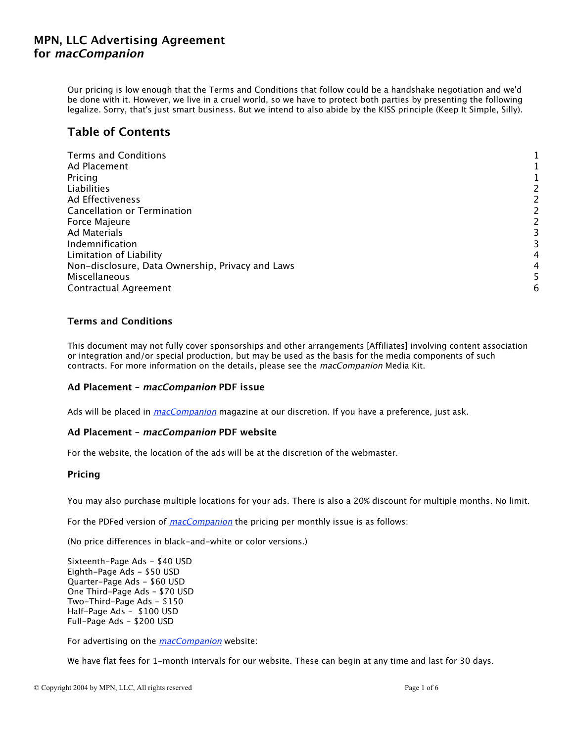# MPN, LLC Advertising Agreement for *macCompanion*

Our pricing is low enough that the Terms and Conditions that follow could be a handshake negotiation and we'd be done with it. However, we live in a cruel world, so we have to protect both parties by presenting the following legalize. Sorry, that's just smart business. But we intend to also abide by the KISS principle (Keep It Simple, Silly).

## Table of Contents

| | |
|---|---|
| Terms and Conditions | 1 |
| Ad Placement | 1 |
| Pricing | 1 |
| Liabilities | 2 |
| Ad Effectiveness | 2 |
| Cancellation or Termination | 2 |
| Force Majeure | 2 |
| Ad Materials | 3 |
| Indemnification | 3 |
| Limitation of Liability | 4 |
| Non-disclosure, Data Ownership, Privacy and Laws | 4 |
| Miscellaneous | 5 |
| Contractual Agreement | 6 |

### Terms and Conditions

This document may not fully cover sponsorships and other arrangements [Affiliates] involving content association or integration and/or special production, but may be used as the basis for the media components of such contracts. For more information on the details, please see the *macCompanion* Media Kit.

### Ad Placement – *macCompanion* PDF issue

Ads will be placed in *macCompanion* magazine at our discretion. If you have a preference, just ask.

### Ad Placement – *macCompanion* PDF website

For the website, the location of the ads will be at the discretion of the webmaster.

### Pricing

You may also purchase multiple locations for your ads. There is also a 20% discount for multiple months. No limit.

For the PDFed version of *macCompanion* the pricing per monthly issue is as follows:

(No price differences in black-and-white or color versions.)

Sixteenth-Page Ads – $40 USD
Eighth-Page Ads – $50 USD
Quarter-Page Ads – $60 USD
One Third-Page Ads – $70 USD
Two-Third-Page Ads – $150
Half-Page Ads – $100 USD
Full-Page Ads – $200 USD

For advertising on the *macCompanion* website:

We have flat fees for 1-month intervals for our website. These can begin at any time and last for 30 days.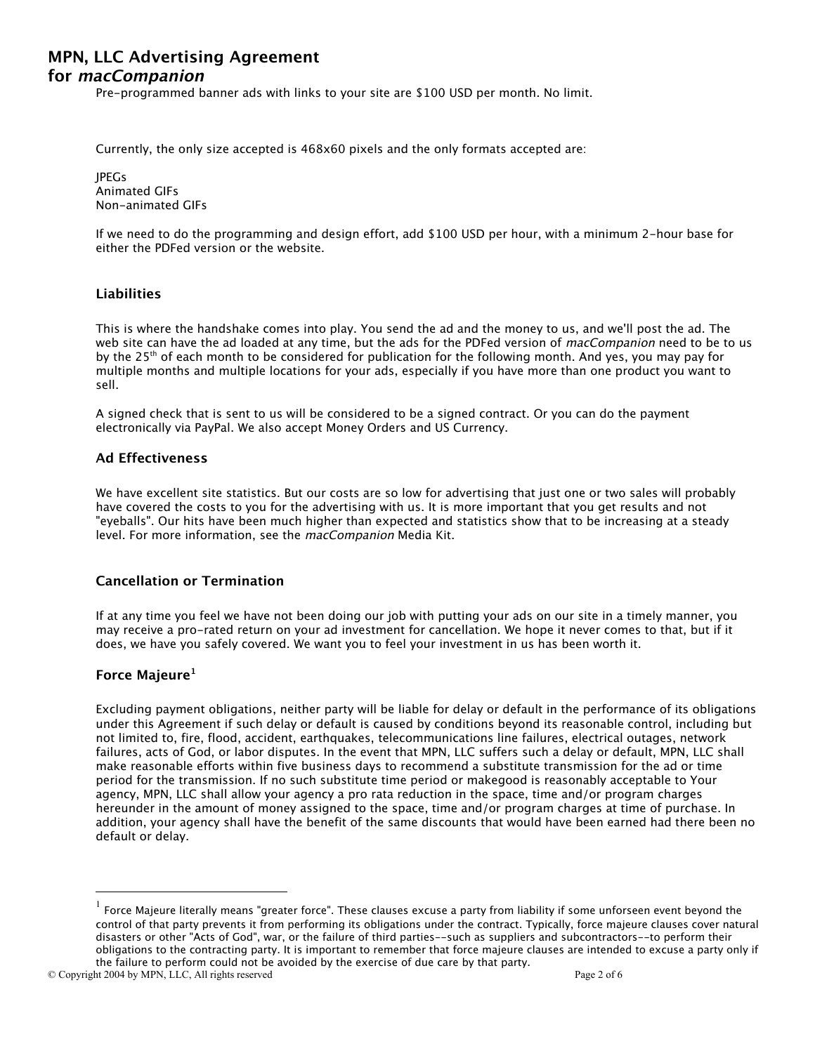# MPN, LLC Advertising Agreement for *macCompanion*

Pre-programmed banner ads with links to your site are $100 USD per month. No limit.

Currently, the only size accepted is 468x60 pixels and the only formats accepted are:

JPEGs
Animated GIFs
Non-animated GIFs

If we need to do the programming and design effort, add $100 USD per hour, with a minimum 2-hour base for either the PDFed version or the website.

### Liabilities

This is where the handshake comes into play. You send the ad and the money to us, and we'll post the ad. The web site can have the ad loaded at any time, but the ads for the PDFed version of *macCompanion* need to be to us by the 25th of each month to be considered for publication for the following month. And yes, you may pay for multiple months and multiple locations for your ads, especially if you have more than one product you want to sell.

A signed check that is sent to us will be considered to be a signed contract. Or you can do the payment electronically via PayPal. We also accept Money Orders and US Currency.

### Ad Effectiveness

We have excellent site statistics. But our costs are so low for advertising that just one or two sales will probably have covered the costs to you for the advertising with us. It is more important that you get results and not "eyeballs". Our hits have been much higher than expected and statistics show that to be increasing at a steady level. For more information, see the *macCompanion* Media Kit.

### Cancellation or Termination

If at any time you feel we have not been doing our job with putting your ads on our site in a timely manner, you may receive a pro-rated return on your ad investment for cancellation. We hope it never comes to that, but if it does, we have you safely covered. We want you to feel your investment in us has been worth it.

### Force Majeure[1]

Excluding payment obligations, neither party will be liable for delay or default in the performance of its obligations under this Agreement if such delay or default is caused by conditions beyond its reasonable control, including but not limited to, fire, flood, accident, earthquakes, telecommunications line failures, electrical outages, network failures, acts of God, or labor disputes. In the event that MPN, LLC suffers such a delay or default, MPN, LLC shall make reasonable efforts within five business days to recommend a substitute transmission for the ad or time period for the transmission. If no such substitute time period or makegood is reasonably acceptable to Your agency, MPN, LLC shall allow your agency a pro rata reduction in the space, time and/or program charges hereunder in the amount of money assigned to the space, time and/or program charges at time of purchase. In addition, your agency shall have the benefit of the same discounts that would have been earned had there been no default or delay.

---

[1] Force Majeure literally means "greater force". These clauses excuse a party from liability if some unforseen event beyond the control of that party prevents it from performing its obligations under the contract. Typically, force majeure clauses cover natural disasters or other "Acts of God", war, or the failure of third parties--such as suppliers and subcontractors--to perform their obligations to the contracting party. It is important to remember that force majeure clauses are intended to excuse a party only if the failure to perform could not be avoided by the exercise of due care by that party.

© Copyright 2004 by MPN, LLC, All rights reserved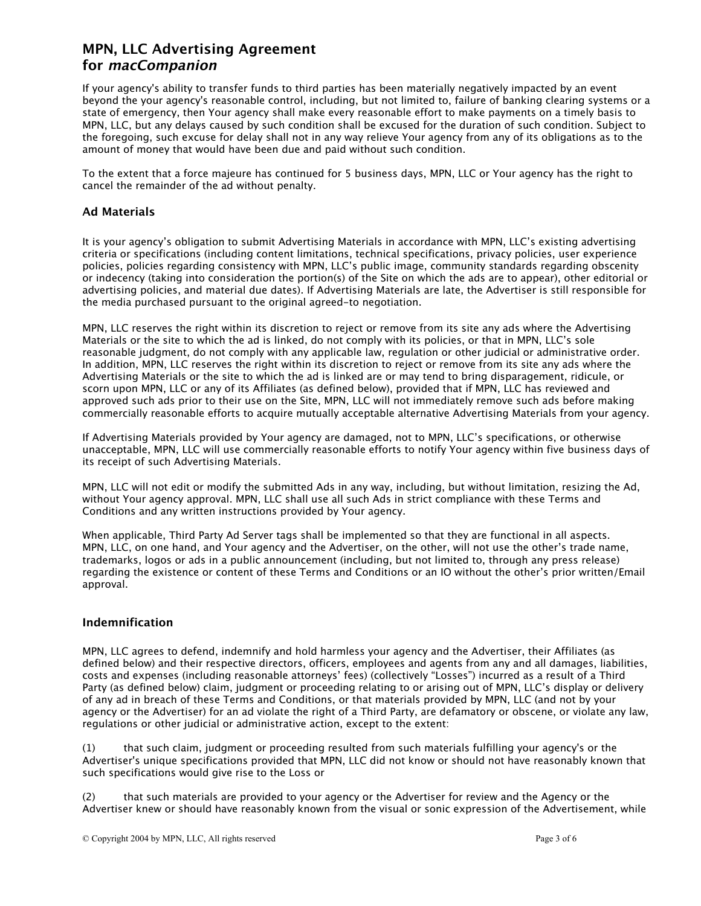# MPN, LLC Advertising Agreement for *macCompanion*

If your agency's ability to transfer funds to third parties has been materially negatively impacted by an event beyond the your agency's reasonable control, including, but not limited to, failure of banking clearing systems or a state of emergency, then Your agency shall make every reasonable effort to make payments on a timely basis to MPN, LLC, but any delays caused by such condition shall be excused for the duration of such condition. Subject to the foregoing, such excuse for delay shall not in any way relieve Your agency from any of its obligations as to the amount of money that would have been due and paid without such condition.

To the extent that a force majeure has continued for 5 business days, MPN, LLC or Your agency has the right to cancel the remainder of the ad without penalty.

### Ad Materials

It is your agency's obligation to submit Advertising Materials in accordance with MPN, LLC's existing advertising criteria or specifications (including content limitations, technical specifications, privacy policies, user experience policies, policies regarding consistency with MPN, LLC's public image, community standards regarding obscenity or indecency (taking into consideration the portion(s) of the Site on which the ads are to appear), other editorial or advertising policies, and material due dates). If Advertising Materials are late, the Advertiser is still responsible for the media purchased pursuant to the original agreed-to negotiation.

MPN, LLC reserves the right within its discretion to reject or remove from its site any ads where the Advertising Materials or the site to which the ad is linked, do not comply with its policies, or that in MPN, LLC's sole reasonable judgment, do not comply with any applicable law, regulation or other judicial or administrative order. In addition, MPN, LLC reserves the right within its discretion to reject or remove from its site any ads where the Advertising Materials or the site to which the ad is linked are or may tend to bring disparagement, ridicule, or scorn upon MPN, LLC or any of its Affiliates (as defined below), provided that if MPN, LLC has reviewed and approved such ads prior to their use on the Site, MPN, LLC will not immediately remove such ads before making commercially reasonable efforts to acquire mutually acceptable alternative Advertising Materials from your agency.

If Advertising Materials provided by Your agency are damaged, not to MPN, LLC's specifications, or otherwise unacceptable, MPN, LLC will use commercially reasonable efforts to notify Your agency within five business days of its receipt of such Advertising Materials.

MPN, LLC will not edit or modify the submitted Ads in any way, including, but without limitation, resizing the Ad, without Your agency approval. MPN, LLC shall use all such Ads in strict compliance with these Terms and Conditions and any written instructions provided by Your agency.

When applicable, Third Party Ad Server tags shall be implemented so that they are functional in all aspects. MPN, LLC, on one hand, and Your agency and the Advertiser, on the other, will not use the other's trade name, trademarks, logos or ads in a public announcement (including, but not limited to, through any press release) regarding the existence or content of these Terms and Conditions or an IO without the other's prior written/Email approval.

### Indemnification

MPN, LLC agrees to defend, indemnify and hold harmless your agency and the Advertiser, their Affiliates (as defined below) and their respective directors, officers, employees and agents from any and all damages, liabilities, costs and expenses (including reasonable attorneys' fees) (collectively "Losses") incurred as a result of a Third Party (as defined below) claim, judgment or proceeding relating to or arising out of MPN, LLC's display or delivery of any ad in breach of these Terms and Conditions, or that materials provided by MPN, LLC (and not by your agency or the Advertiser) for an ad violate the right of a Third Party, are defamatory or obscene, or violate any law, regulations or other judicial or administrative action, except to the extent:

(1) that such claim, judgment or proceeding resulted from such materials fulfilling your agency's or the Advertiser's unique specifications provided that MPN, LLC did not know or should not have reasonably known that such specifications would give rise to the Loss or

(2) that such materials are provided to your agency or the Advertiser for review and the Agency or the Advertiser knew or should have reasonably known from the visual or sonic expression of the Advertisement, while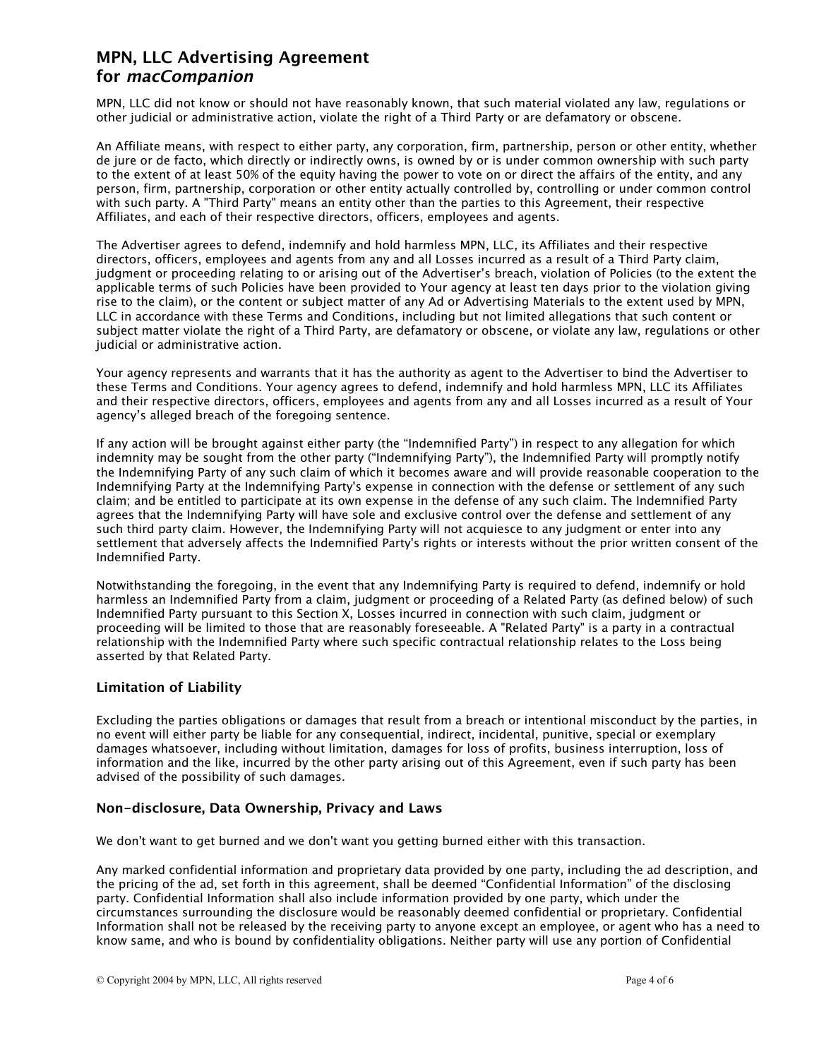MPN, LLC did not know or should not have reasonably known, that such material violated any law, regulations or other judicial or administrative action, violate the right of a Third Party or are defamatory or obscene.

An Affiliate means, with respect to either party, any corporation, firm, partnership, person or other entity, whether de jure or de facto, which directly or indirectly owns, is owned by or is under common ownership with such party to the extent of at least 50% of the equity having the power to vote on or direct the affairs of the entity, and any person, firm, partnership, corporation or other entity actually controlled by, controlling or under common control with such party. A "Third Party" means an entity other than the parties to this Agreement, their respective Affiliates, and each of their respective directors, officers, employees and agents.

The Advertiser agrees to defend, indemnify and hold harmless MPN, LLC, its Affiliates and their respective directors, officers, employees and agents from any and all Losses incurred as a result of a Third Party claim, judgment or proceeding relating to or arising out of the Advertiser's breach, violation of Policies (to the extent the applicable terms of such Policies have been provided to Your agency at least ten days prior to the violation giving rise to the claim), or the content or subject matter of any Ad or Advertising Materials to the extent used by MPN, LLC in accordance with these Terms and Conditions, including but not limited allegations that such content or subject matter violate the right of a Third Party, are defamatory or obscene, or violate any law, regulations or other judicial or administrative action.

Your agency represents and warrants that it has the authority as agent to the Advertiser to bind the Advertiser to these Terms and Conditions. Your agency agrees to defend, indemnify and hold harmless MPN, LLC its Affiliates and their respective directors, officers, employees and agents from any and all Losses incurred as a result of Your agency's alleged breach of the foregoing sentence.

If any action will be brought against either party (the "Indemnified Party") in respect to any allegation for which indemnity may be sought from the other party ("Indemnifying Party"), the Indemnified Party will promptly notify the Indemnifying Party of any such claim of which it becomes aware and will provide reasonable cooperation to the Indemnifying Party at the Indemnifying Party's expense in connection with the defense or settlement of any such claim; and be entitled to participate at its own expense in the defense of any such claim. The Indemnified Party agrees that the Indemnifying Party will have sole and exclusive control over the defense and settlement of any such third party claim. However, the Indemnifying Party will not acquiesce to any judgment or enter into any settlement that adversely affects the Indemnified Party's rights or interests without the prior written consent of the Indemnified Party.

Notwithstanding the foregoing, in the event that any Indemnifying Party is required to defend, indemnify or hold harmless an Indemnified Party from a claim, judgment or proceeding of a Related Party (as defined below) of such Indemnified Party pursuant to this Section X, Losses incurred in connection with such claim, judgment or proceeding will be limited to those that are reasonably foreseeable. A "Related Party" is a party in a contractual relationship with the Indemnified Party where such specific contractual relationship relates to the Loss being asserted by that Related Party.

### Limitation of Liability

Excluding the parties obligations or damages that result from a breach or intentional misconduct by the parties, in no event will either party be liable for any consequential, indirect, incidental, punitive, special or exemplary damages whatsoever, including without limitation, damages for loss of profits, business interruption, loss of information and the like, incurred by the other party arising out of this Agreement, even if such party has been advised of the possibility of such damages.

### Non-disclosure, Data Ownership, Privacy and Laws

We don't want to get burned and we don't want you getting burned either with this transaction.

Any marked confidential information and proprietary data provided by one party, including the ad description, and the pricing of the ad, set forth in this agreement, shall be deemed "Confidential Information" of the disclosing party. Confidential Information shall also include information provided by one party, which under the circumstances surrounding the disclosure would be reasonably deemed confidential or proprietary. Confidential Information shall not be released by the receiving party to anyone except an employee, or agent who has a need to know same, and who is bound by confidentiality obligations. Neither party will use any portion of Confidential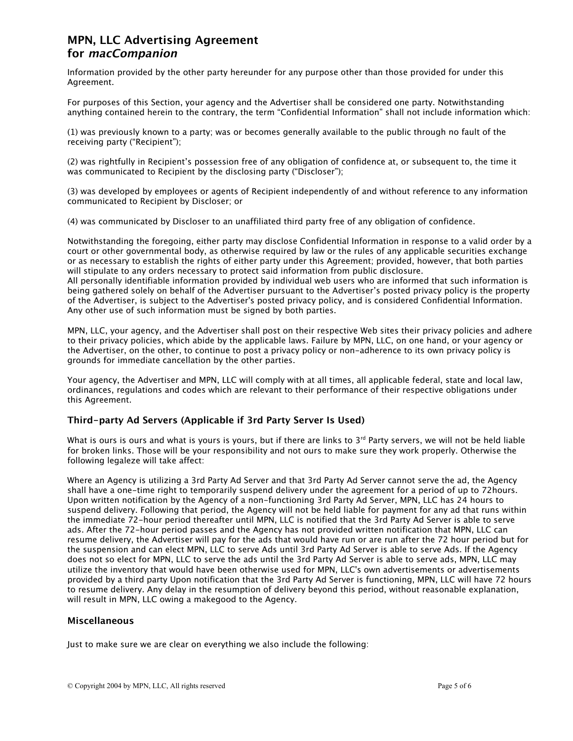Information provided by the other party hereunder for any purpose other than those provided for under this Agreement.

For purposes of this Section, your agency and the Advertiser shall be considered one party. Notwithstanding anything contained herein to the contrary, the term “Confidential Information” shall not include information which:

(1) was previously known to a party; was or becomes generally available to the public through no fault of the receiving party (“Recipient”);

(2) was rightfully in Recipient’s possession free of any obligation of confidence at, or subsequent to, the time it was communicated to Recipient by the disclosing party (“Discloser”);

(3) was developed by employees or agents of Recipient independently of and without reference to any information communicated to Recipient by Discloser; or

(4) was communicated by Discloser to an unaffiliated third party free of any obligation of confidence.

Notwithstanding the foregoing, either party may disclose Confidential Information in response to a valid order by a court or other governmental body, as otherwise required by law or the rules of any applicable securities exchange or as necessary to establish the rights of either party under this Agreement; provided, however, that both parties will stipulate to any orders necessary to protect said information from public disclosure.
All personally identifiable information provided by individual web users who are informed that such information is being gathered solely on behalf of the Advertiser pursuant to the Advertiser’s posted privacy policy is the property of the Advertiser, is subject to the Advertiser's posted privacy policy, and is considered Confidential Information. Any other use of such information must be signed by both parties.

MPN, LLC, your agency, and the Advertiser shall post on their respective Web sites their privacy policies and adhere to their privacy policies, which abide by the applicable laws. Failure by MPN, LLC, on one hand, or your agency or the Advertiser, on the other, to continue to post a privacy policy or non-adherence to its own privacy policy is grounds for immediate cancellation by the other parties.

Your agency, the Advertiser and MPN, LLC will comply with at all times, all applicable federal, state and local law, ordinances, regulations and codes which are relevant to their performance of their respective obligations under this Agreement.

### Third-party Ad Servers (Applicable if 3rd Party Server Is Used)

What is ours is ours and what is yours is yours, but if there are links to 3rd Party servers, we will not be held liable for broken links. Those will be your responsibility and not ours to make sure they work properly. Otherwise the following legaleze will take affect:

Where an Agency is utilizing a 3rd Party Ad Server and that 3rd Party Ad Server cannot serve the ad, the Agency shall have a one-time right to temporarily suspend delivery under the agreement for a period of up to 72hours. Upon written notification by the Agency of a non-functioning 3rd Party Ad Server, MPN, LLC has 24 hours to suspend delivery. Following that period, the Agency will not be held liable for payment for any ad that runs within the immediate 72-hour period thereafter until MPN, LLC is notified that the 3rd Party Ad Server is able to serve ads. After the 72-hour period passes and the Agency has not provided written notification that MPN, LLC can resume delivery, the Advertiser will pay for the ads that would have run or are run after the 72 hour period but for the suspension and can elect MPN, LLC to serve Ads until 3rd Party Ad Server is able to serve Ads. If the Agency does not so elect for MPN, LLC to serve the ads until the 3rd Party Ad Server is able to serve ads, MPN, LLC may utilize the inventory that would have been otherwise used for MPN, LLC's own advertisements or advertisements provided by a third party Upon notification that the 3rd Party Ad Server is functioning, MPN, LLC will have 72 hours to resume delivery. Any delay in the resumption of delivery beyond this period, without reasonable explanation, will result in MPN, LLC owing a makegood to the Agency.

### Miscellaneous

Just to make sure we are clear on everything we also include the following: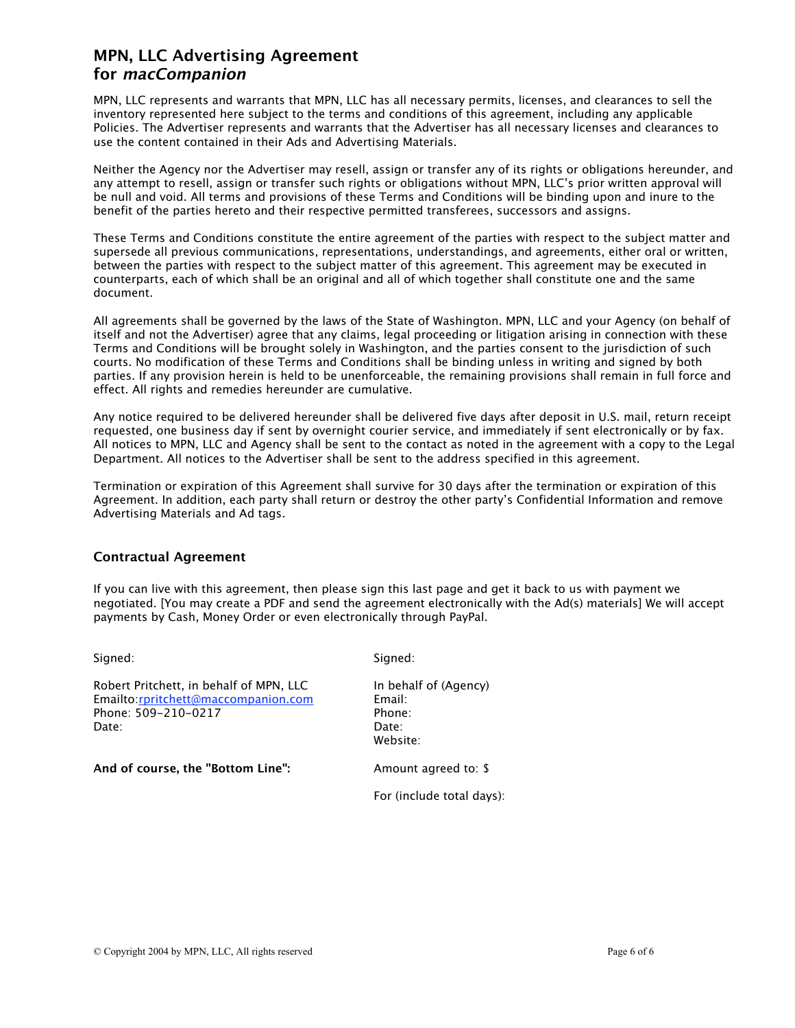## MPN, LLC Advertising Agreement for *macCompanion*

MPN, LLC represents and warrants that MPN, LLC has all necessary permits, licenses, and clearances to sell the inventory represented here subject to the terms and conditions of this agreement, including any applicable Policies. The Advertiser represents and warrants that the Advertiser has all necessary licenses and clearances to use the content contained in their Ads and Advertising Materials.

Neither the Agency nor the Advertiser may resell, assign or transfer any of its rights or obligations hereunder, and any attempt to resell, assign or transfer such rights or obligations without MPN, LLC's prior written approval will be null and void. All terms and provisions of these Terms and Conditions will be binding upon and inure to the benefit of the parties hereto and their respective permitted transferees, successors and assigns.

These Terms and Conditions constitute the entire agreement of the parties with respect to the subject matter and supersede all previous communications, representations, understandings, and agreements, either oral or written, between the parties with respect to the subject matter of this agreement. This agreement may be executed in counterparts, each of which shall be an original and all of which together shall constitute one and the same document.

All agreements shall be governed by the laws of the State of Washington. MPN, LLC and your Agency (on behalf of itself and not the Advertiser) agree that any claims, legal proceeding or litigation arising in connection with these Terms and Conditions will be brought solely in Washington, and the parties consent to the jurisdiction of such courts. No modification of these Terms and Conditions shall be binding unless in writing and signed by both parties. If any provision herein is held to be unenforceable, the remaining provisions shall remain in full force and effect. All rights and remedies hereunder are cumulative.

Any notice required to be delivered hereunder shall be delivered five days after deposit in U.S. mail, return receipt requested, one business day if sent by overnight courier service, and immediately if sent electronically or by fax. All notices to MPN, LLC and Agency shall be sent to the contact as noted in the agreement with a copy to the Legal Department. All notices to the Advertiser shall be sent to the address specified in this agreement.

Termination or expiration of this Agreement shall survive for 30 days after the termination or expiration of this Agreement. In addition, each party shall return or destroy the other party's Confidential Information and remove Advertising Materials and Ad tags.

### Contractual Agreement

If you can live with this agreement, then please sign this last page and get it back to us with payment we negotiated. [You may create a PDF and send the agreement electronically with the Ad(s) materials] We will accept payments by Cash, Money Order or even electronically through PayPal.

Signed:

Robert Pritchett, in behalf of MPN, LLC
Emailto:rpritchett@maccompanion.com
Phone: 509-210-0217
Date:

Signed:

In behalf of (Agency)
Email:
Phone:
Date:
Website:

**And of course, the "Bottom Line":**

Amount agreed to: $

For (include total days):